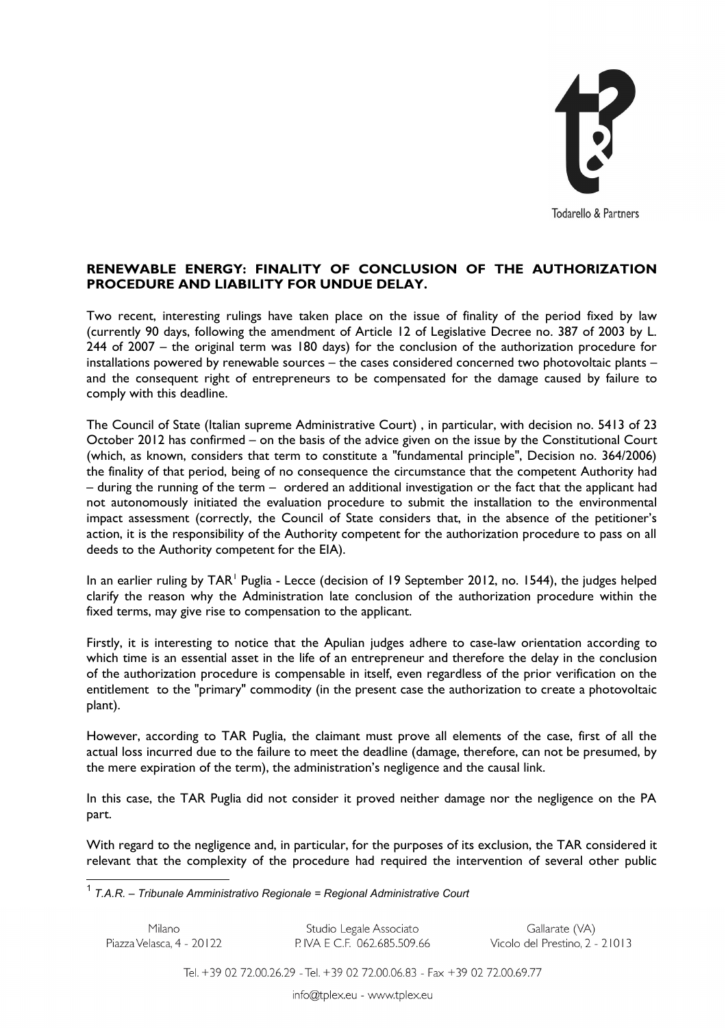**RENEWABLE ENERGY: FINALITY OF CONCLUSION OF THE AUTHORIZATION PROCEDURE AND LIABILITY FOR UNDUE DELAY.**

Two recent, interesting rulings have taken place on the issue of finality of the period fixed by law (currently 90 days, following the amendment of Article 12 of Legislative Decree no. 387 of 2003 by L. 244 of 2007 – the original term was 180 days) for the conclusion of the authorization procedure for installations powered by renewable sources – the cases considered concerned two photovoltaic plants – and the consequent right of entrepreneurs to be compensated for the damage caused by failure to comply with this deadline.

The Council of State (Italian supreme Administrative Court) , in particular, with decision no. 5413 of 23 October 2012 has confirmed – on the basis of the advice given on the issue by the Constitutional Court (which, as known, considers that term to constitute a "fundamental principle", Decision no. 364/2006) the finality of that period, being of no consequence the circumstance that the competent Authority had – during the running of the term – ordered an additional investigation or the fact that the applicant had not autonomously initiated the evaluation procedure to submit the installation to the environmental impact assessment (correctly, the Council of State considers that, in the absence of the petitioner's action, it is the responsibility of the Authority competent for the authorization procedure to pass on all deeds to the Authority competent for the EIA).

In an earlier ruling by TAR[1] Puglia - Lecce (decision of 19 September 2012, no. 1544), the judges helped clarify the reason why the Administration late conclusion of the authorization procedure within the fixed terms, may give rise to compensation to the applicant.

Firstly, it is interesting to notice that the Apulian judges adhere to case-law orientation according to which time is an essential asset in the life of an entrepreneur and therefore the delay in the conclusion of the authorization procedure is compensable in itself, even regardless of the prior verification on the entitlement to the "primary" commodity (in the present case the authorization to create a photovoltaic plant).

However, according to TAR Puglia, the claimant must prove all elements of the case, first of all the actual loss incurred due to the failure to meet the deadline (damage, therefore, can not be presumed, by the mere expiration of the term), the administration's negligence and the causal link.

In this case, the TAR Puglia did not consider it proved neither damage nor the negligence on the PA part.

With regard to the negligence and, in particular, for the purposes of its exclusion, the TAR considered it relevant that the complexity of the procedure had required the intervention of several other public

[1] *T.A.R. – Tribunale Amministrativo Regionale = Regional Administrative Court*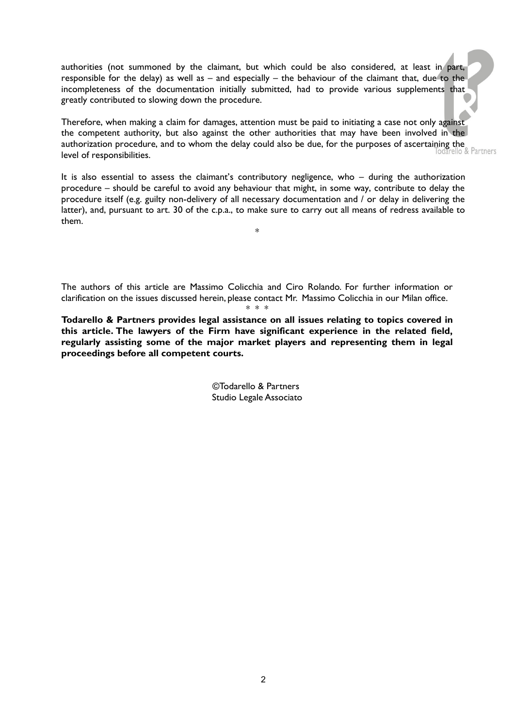authorities (not summoned by the claimant, but which could be also considered, at least in part, responsible for the delay) as well as – and especially – the behaviour of the claimant that, due to the incompleteness of the documentation initially submitted, had to provide various supplements that greatly contributed to slowing down the procedure.

Therefore, when making a claim for damages, attention must be paid to initiating a case not only against the competent authority, but also against the other authorities that may have been involved in the authorization procedure, and to whom the delay could also be due, for the purposes of ascertaining the level of responsibilities.

It is also essential to assess the claimant's contributory negligence, who – during the authorization procedure – should be careful to avoid any behaviour that might, in some way, contribute to delay the procedure itself (e.g. guilty non-delivery of all necessary documentation and / or delay in delivering the latter), and, pursuant to art. 30 of the c.p.a., to make sure to carry out all means of redress available to them.

*

The authors of this article are Massimo Colicchia and Ciro Rolando. For further information or clarification on the issues discussed herein, please contact Mr. Massimo Colicchia in our Milan office.

* * *

**Todarello & Partners provides legal assistance on all issues relating to topics covered in this article. The lawyers of the Firm have significant experience in the related field, regularly assisting some of the major market players and representing them in legal proceedings before all competent courts.**

©Todarello & Partners
Studio Legale Associato